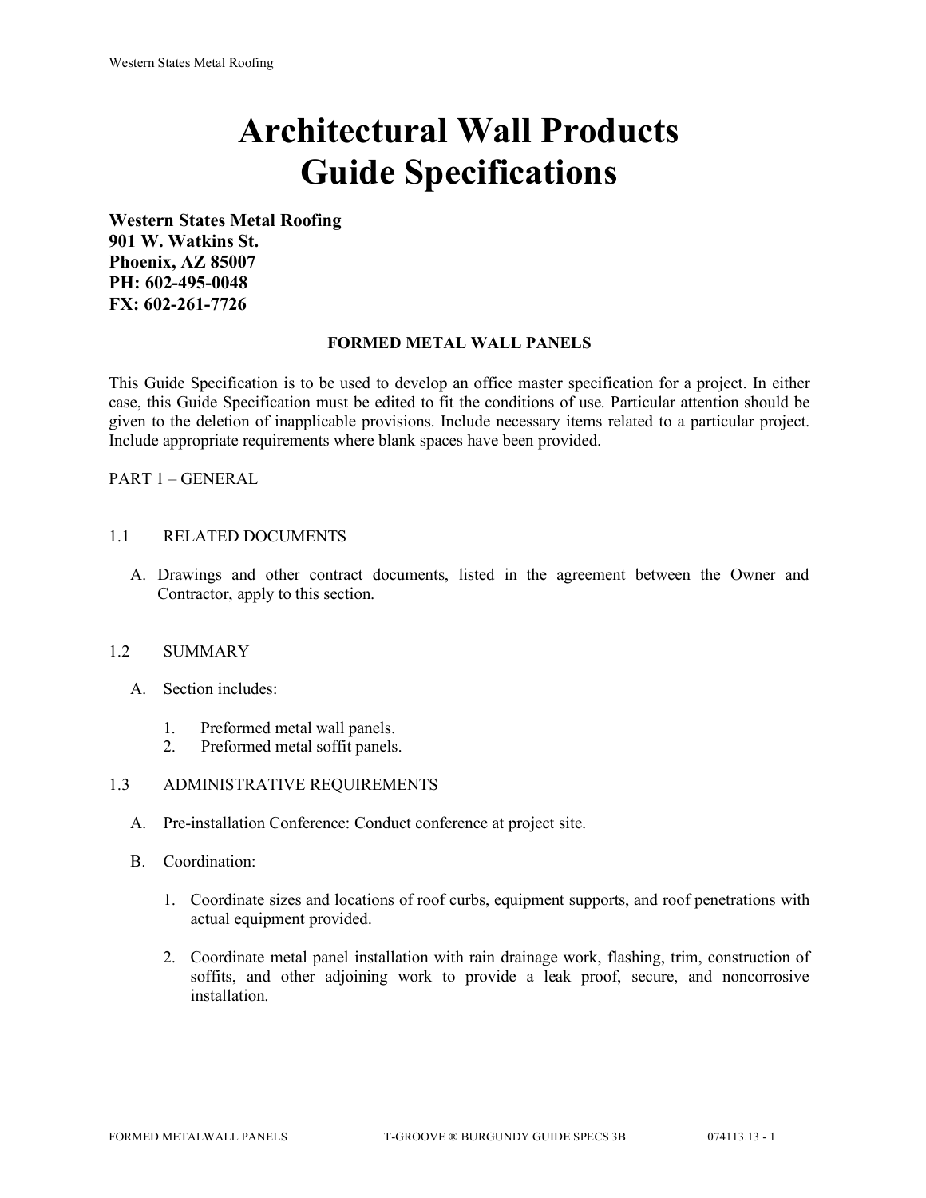# Architectural Wall Products Guide Specifications

**Western States Metal Roofing**
**901 W. Watkins St.**
**Phoenix, AZ 85007**
**PH: 602-495-0048**
**FX: 602-261-7726**

## FORMED METAL WALL PANELS

This Guide Specification is to be used to develop an office master specification for a project. In either case, this Guide Specification must be edited to fit the conditions of use. Particular attention should be given to the deletion of inapplicable provisions. Include necessary items related to a particular project. Include appropriate requirements where blank spaces have been provided.

PART 1 – GENERAL

1.1 RELATED DOCUMENTS

A. Drawings and other contract documents, listed in the agreement between the Owner and Contractor, apply to this section.

1.2 SUMMARY

A. Section includes:

1. Preformed metal wall panels.
2. Preformed metal soffit panels.

1.3 ADMINISTRATIVE REQUIREMENTS

A. Pre-installation Conference: Conduct conference at project site.

B. Coordination:

1. Coordinate sizes and locations of roof curbs, equipment supports, and roof penetrations with actual equipment provided.

2. Coordinate metal panel installation with rain drainage work, flashing, trim, construction of soffits, and other adjoining work to provide a leak proof, secure, and noncorrosive installation.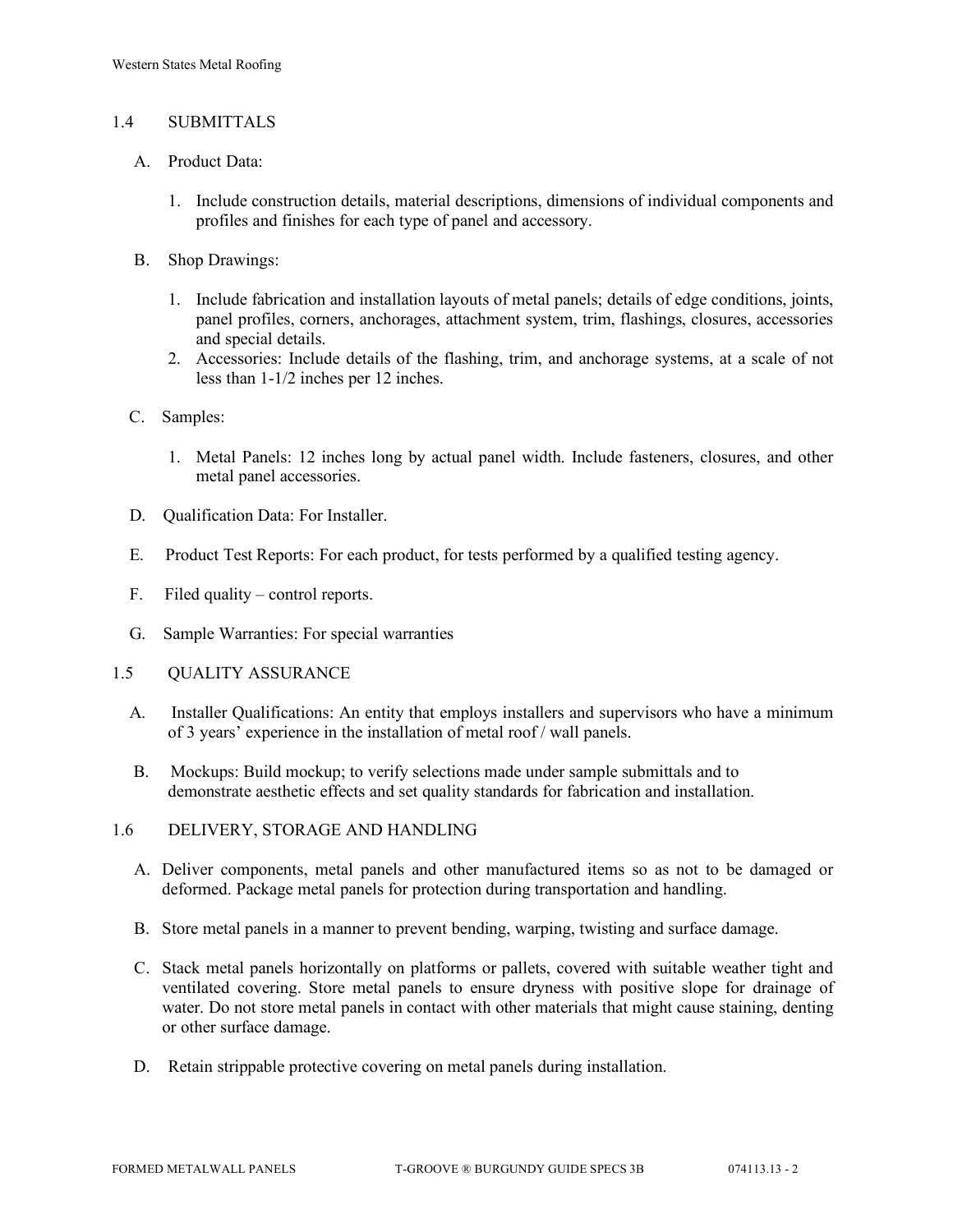## 1.4 SUBMITTALS

A. Product Data:

1. Include construction details, material descriptions, dimensions of individual components and profiles and finishes for each type of panel and accessory.

B. Shop Drawings:

1. Include fabrication and installation layouts of metal panels; details of edge conditions, joints, panel profiles, corners, anchorages, attachment system, trim, flashings, closures, accessories and special details.
2. Accessories: Include details of the flashing, trim, and anchorage systems, at a scale of not less than 1-1/2 inches per 12 inches.

C. Samples:

1. Metal Panels: 12 inches long by actual panel width. Include fasteners, closures, and other metal panel accessories.

D. Qualification Data: For Installer.

E. Product Test Reports: For each product, for tests performed by a qualified testing agency.

F. Filed quality – control reports.

G. Sample Warranties: For special warranties

## 1.5 QUALITY ASSURANCE

A. Installer Qualifications: An entity that employs installers and supervisors who have a minimum of 3 years' experience in the installation of metal roof / wall panels.

B. Mockups: Build mockup; to verify selections made under sample submittals and to demonstrate aesthetic effects and set quality standards for fabrication and installation.

## 1.6 DELIVERY, STORAGE AND HANDLING

A. Deliver components, metal panels and other manufactured items so as not to be damaged or deformed. Package metal panels for protection during transportation and handling.

B. Store metal panels in a manner to prevent bending, warping, twisting and surface damage.

C. Stack metal panels horizontally on platforms or pallets, covered with suitable weather tight and ventilated covering. Store metal panels to ensure dryness with positive slope for drainage of water. Do not store metal panels in contact with other materials that might cause staining, denting or other surface damage.

D. Retain strippable protective covering on metal panels during installation.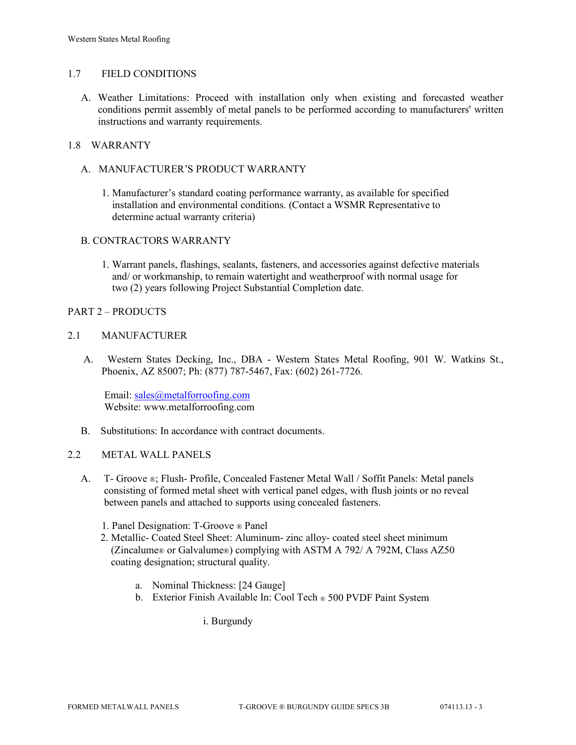## 1.7 FIELD CONDITIONS

A. Weather Limitations: Proceed with installation only when existing and forecasted weather conditions permit assembly of metal panels to be performed according to manufacturers' written instructions and warranty requirements.

## 1.8 WARRANTY

A. MANUFACTURER'S PRODUCT WARRANTY

1. Manufacturer's standard coating performance warranty, as available for specified installation and environmental conditions. (Contact a WSMR Representative to determine actual warranty criteria)

B. CONTRACTORS WARRANTY

1. Warrant panels, flashings, sealants, fasteners, and accessories against defective materials and/ or workmanship, to remain watertight and weatherproof with normal usage for two (2) years following Project Substantial Completion date.

# PART 2 – PRODUCTS

## 2.1 MANUFACTURER

A. Western States Decking, Inc., DBA - Western States Metal Roofing, 901 W. Watkins St., Phoenix, AZ 85007; Ph: (877) 787-5467, Fax: (602) 261-7726.

Email: sales@metalforroofing.com
Website: www.metalforroofing.com

B. Substitutions: In accordance with contract documents.

## 2.2 METAL WALL PANELS

A. T- Groove ®; Flush- Profile, Concealed Fastener Metal Wall / Soffit Panels: Metal panels consisting of formed metal sheet with vertical panel edges, with flush joints or no reveal between panels and attached to supports using concealed fasteners.

1. Panel Designation: T-Groove ® Panel
2. Metallic- Coated Steel Sheet: Aluminum- zinc alloy- coated steel sheet minimum (Zincalume® or Galvalume®) complying with ASTM A 792/ A 792M, Class AZ50 coating designation; structural quality.

    a. Nominal Thickness: [24 Gauge]
    b. Exterior Finish Available In: Cool Tech ® 500 PVDF Paint System

        i. Burgundy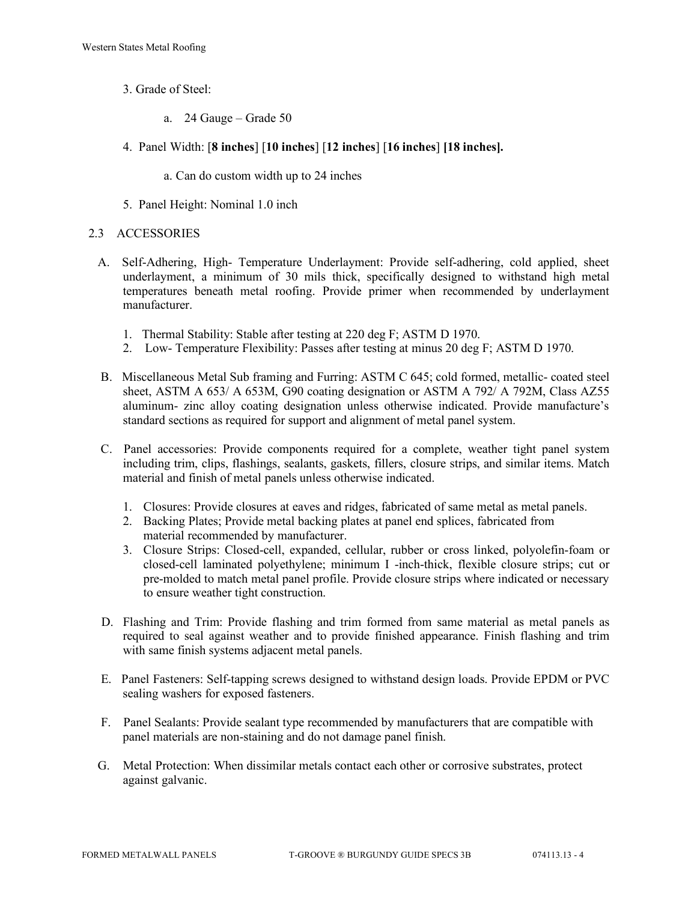3. Grade of Steel:

    a. 24 Gauge – Grade 50

4. Panel Width: [**8 inches**] [**10 inches**] [**12 inches**] [**16 inches**] **[18 inches].**

    a. Can do custom width up to 24 inches

5. Panel Height: Nominal 1.0 inch

## 2.3 ACCESSORIES

A. Self-Adhering, High- Temperature Underlayment: Provide self-adhering, cold applied, sheet underlayment, a minimum of 30 mils thick, specifically designed to withstand high metal temperatures beneath metal roofing. Provide primer when recommended by underlayment manufacturer.

1. Thermal Stability: Stable after testing at 220 deg F; ASTM D 1970.
2. Low- Temperature Flexibility: Passes after testing at minus 20 deg F; ASTM D 1970.

B. Miscellaneous Metal Sub framing and Furring: ASTM C 645; cold formed, metallic- coated steel sheet, ASTM A 653/ A 653M, G90 coating designation or ASTM A 792/ A 792M, Class AZ55 aluminum- zinc alloy coating designation unless otherwise indicated. Provide manufacture's standard sections as required for support and alignment of metal panel system.

C. Panel accessories: Provide components required for a complete, weather tight panel system including trim, clips, flashings, sealants, gaskets, fillers, closure strips, and similar items. Match material and finish of metal panels unless otherwise indicated.

1. Closures: Provide closures at eaves and ridges, fabricated of same metal as metal panels.
2. Backing Plates; Provide metal backing plates at panel end splices, fabricated from material recommended by manufacturer.
3. Closure Strips: Closed-cell, expanded, cellular, rubber or cross linked, polyolefin-foam or closed-cell laminated polyethylene; minimum I -inch-thick, flexible closure strips; cut or pre-molded to match metal panel profile. Provide closure strips where indicated or necessary to ensure weather tight construction.

D. Flashing and Trim: Provide flashing and trim formed from same material as metal panels as required to seal against weather and to provide finished appearance. Finish flashing and trim with same finish systems adjacent metal panels.

E. Panel Fasteners: Self-tapping screws designed to withstand design loads. Provide EPDM or PVC sealing washers for exposed fasteners.

F. Panel Sealants: Provide sealant type recommended by manufacturers that are compatible with panel materials are non-staining and do not damage panel finish.

G. Metal Protection: When dissimilar metals contact each other or corrosive substrates, protect against galvanic.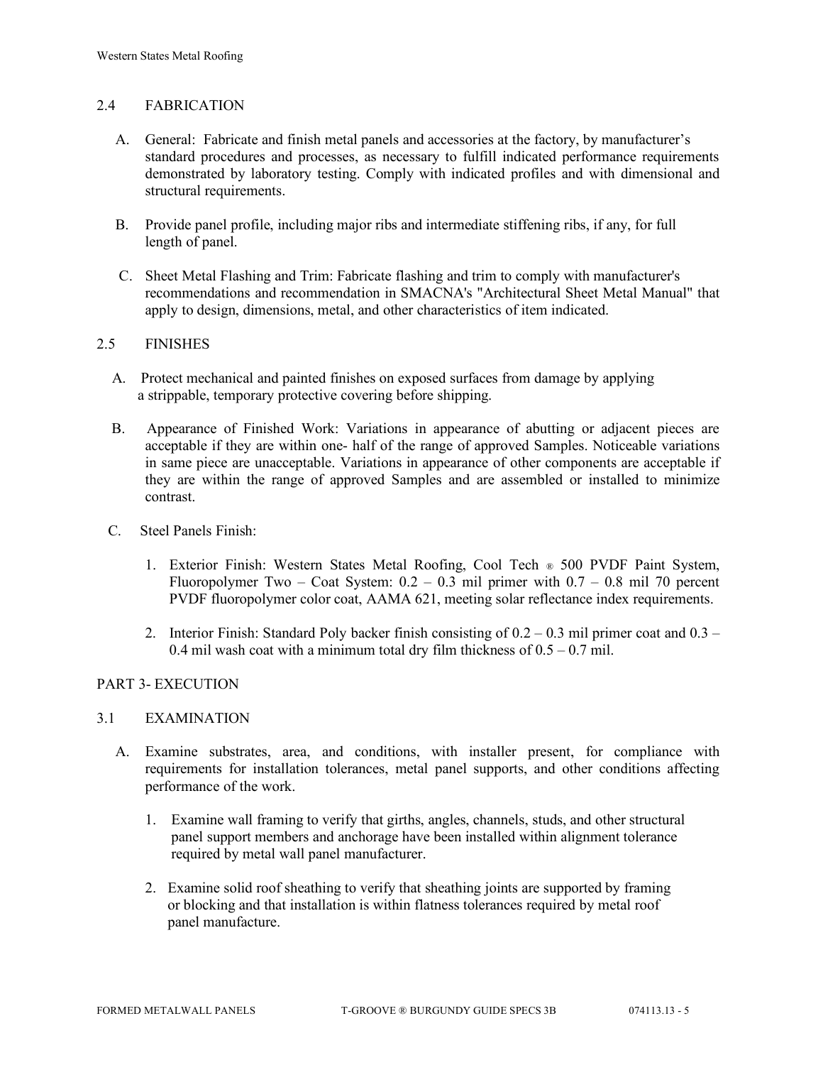## 2.4 FABRICATION

A. General: Fabricate and finish metal panels and accessories at the factory, by manufacturer's standard procedures and processes, as necessary to fulfill indicated performance requirements demonstrated by laboratory testing. Comply with indicated profiles and with dimensional and structural requirements.

B. Provide panel profile, including major ribs and intermediate stiffening ribs, if any, for full length of panel.

C. Sheet Metal Flashing and Trim: Fabricate flashing and trim to comply with manufacturer's recommendations and recommendation in SMACNA's "Architectural Sheet Metal Manual" that apply to design, dimensions, metal, and other characteristics of item indicated.

## 2.5 FINISHES

A. Protect mechanical and painted finishes on exposed surfaces from damage by applying a strippable, temporary protective covering before shipping.

B. Appearance of Finished Work: Variations in appearance of abutting or adjacent pieces are acceptable if they are within one- half of the range of approved Samples. Noticeable variations in same piece are unacceptable. Variations in appearance of other components are acceptable if they are within the range of approved Samples and are assembled or installed to minimize contrast.

C. Steel Panels Finish:

1. Exterior Finish: Western States Metal Roofing, Cool Tech ® 500 PVDF Paint System, Fluoropolymer Two – Coat System: 0.2 – 0.3 mil primer with 0.7 – 0.8 mil 70 percent PVDF fluoropolymer color coat, AAMA 621, meeting solar reflectance index requirements.

2. Interior Finish: Standard Poly backer finish consisting of 0.2 – 0.3 mil primer coat and 0.3 – 0.4 mil wash coat with a minimum total dry film thickness of 0.5 – 0.7 mil.

# PART 3- EXECUTION

## 3.1 EXAMINATION

A. Examine substrates, area, and conditions, with installer present, for compliance with requirements for installation tolerances, metal panel supports, and other conditions affecting performance of the work.

1. Examine wall framing to verify that girths, angles, channels, studs, and other structural panel support members and anchorage have been installed within alignment tolerance required by metal wall panel manufacturer.

2. Examine solid roof sheathing to verify that sheathing joints are supported by framing or blocking and that installation is within flatness tolerances required by metal roof panel manufacture.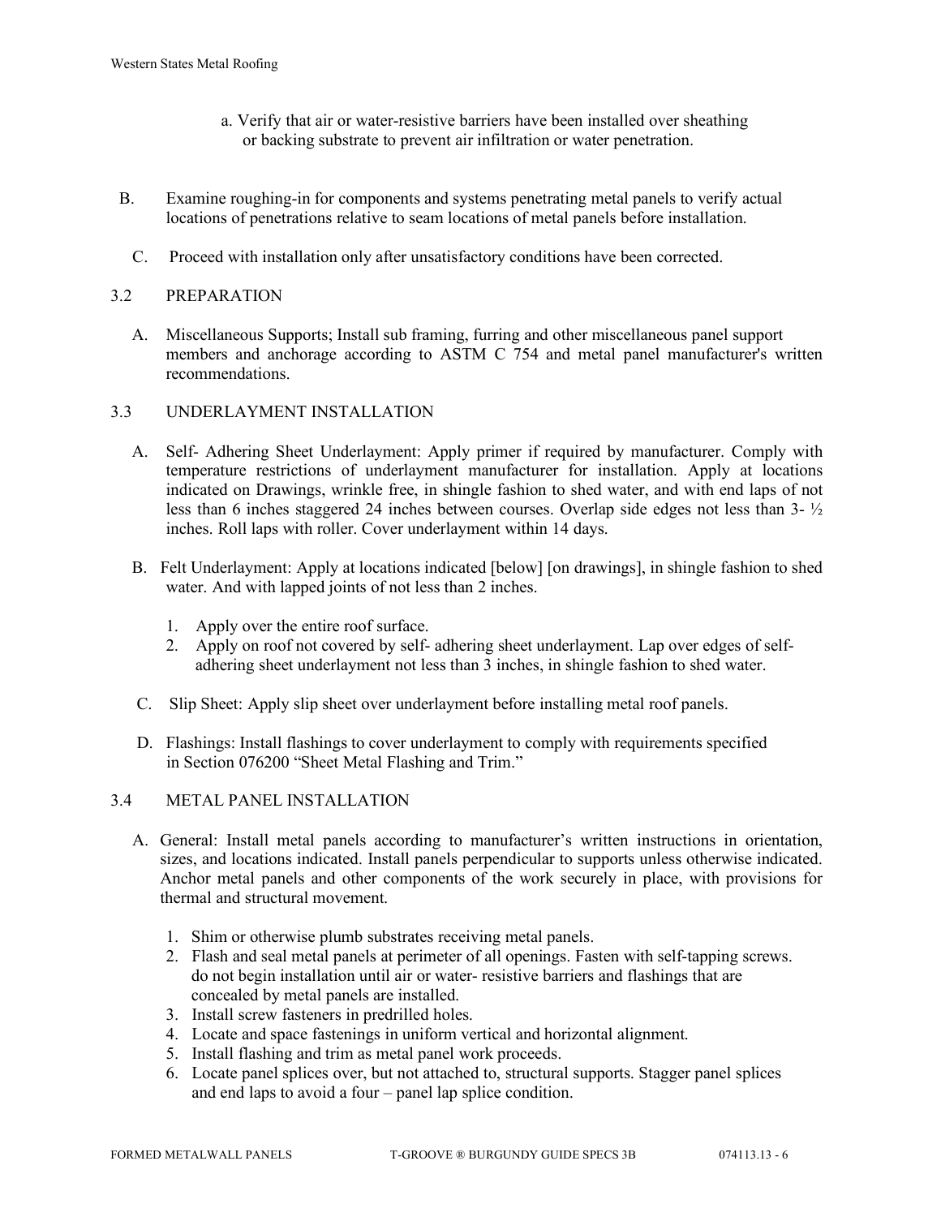a. Verify that air or water-resistive barriers have been installed over sheathing or backing substrate to prevent air infiltration or water penetration.

B. Examine roughing-in for components and systems penetrating metal panels to verify actual locations of penetrations relative to seam locations of metal panels before installation.

C. Proceed with installation only after unsatisfactory conditions have been corrected.

3.2 PREPARATION

A. Miscellaneous Supports; Install sub framing, furring and other miscellaneous panel support members and anchorage according to ASTM C 754 and metal panel manufacturer's written recommendations.

3.3 UNDERLAYMENT INSTALLATION

A. Self- Adhering Sheet Underlayment: Apply primer if required by manufacturer. Comply with temperature restrictions of underlayment manufacturer for installation. Apply at locations indicated on Drawings, wrinkle free, in shingle fashion to shed water, and with end laps of not less than 6 inches staggered 24 inches between courses. Overlap side edges not less than 3- ½ inches. Roll laps with roller. Cover underlayment within 14 days.

B. Felt Underlayment: Apply at locations indicated [below] [on drawings], in shingle fashion to shed water. And with lapped joints of not less than 2 inches.

1. Apply over the entire roof surface.
2. Apply on roof not covered by self- adhering sheet underlayment. Lap over edges of self-adhering sheet underlayment not less than 3 inches, in shingle fashion to shed water.

C. Slip Sheet: Apply slip sheet over underlayment before installing metal roof panels.

D. Flashings: Install flashings to cover underlayment to comply with requirements specified in Section 076200 "Sheet Metal Flashing and Trim."

3.4 METAL PANEL INSTALLATION

A. General: Install metal panels according to manufacturer's written instructions in orientation, sizes, and locations indicated. Install panels perpendicular to supports unless otherwise indicated. Anchor metal panels and other components of the work securely in place, with provisions for thermal and structural movement.

1. Shim or otherwise plumb substrates receiving metal panels.
2. Flash and seal metal panels at perimeter of all openings. Fasten with self-tapping screws. do not begin installation until air or water- resistive barriers and flashings that are concealed by metal panels are installed.
3. Install screw fasteners in predrilled holes.
4. Locate and space fastenings in uniform vertical and horizontal alignment.
5. Install flashing and trim as metal panel work proceeds.
6. Locate panel splices over, but not attached to, structural supports. Stagger panel splices and end laps to avoid a four – panel lap splice condition.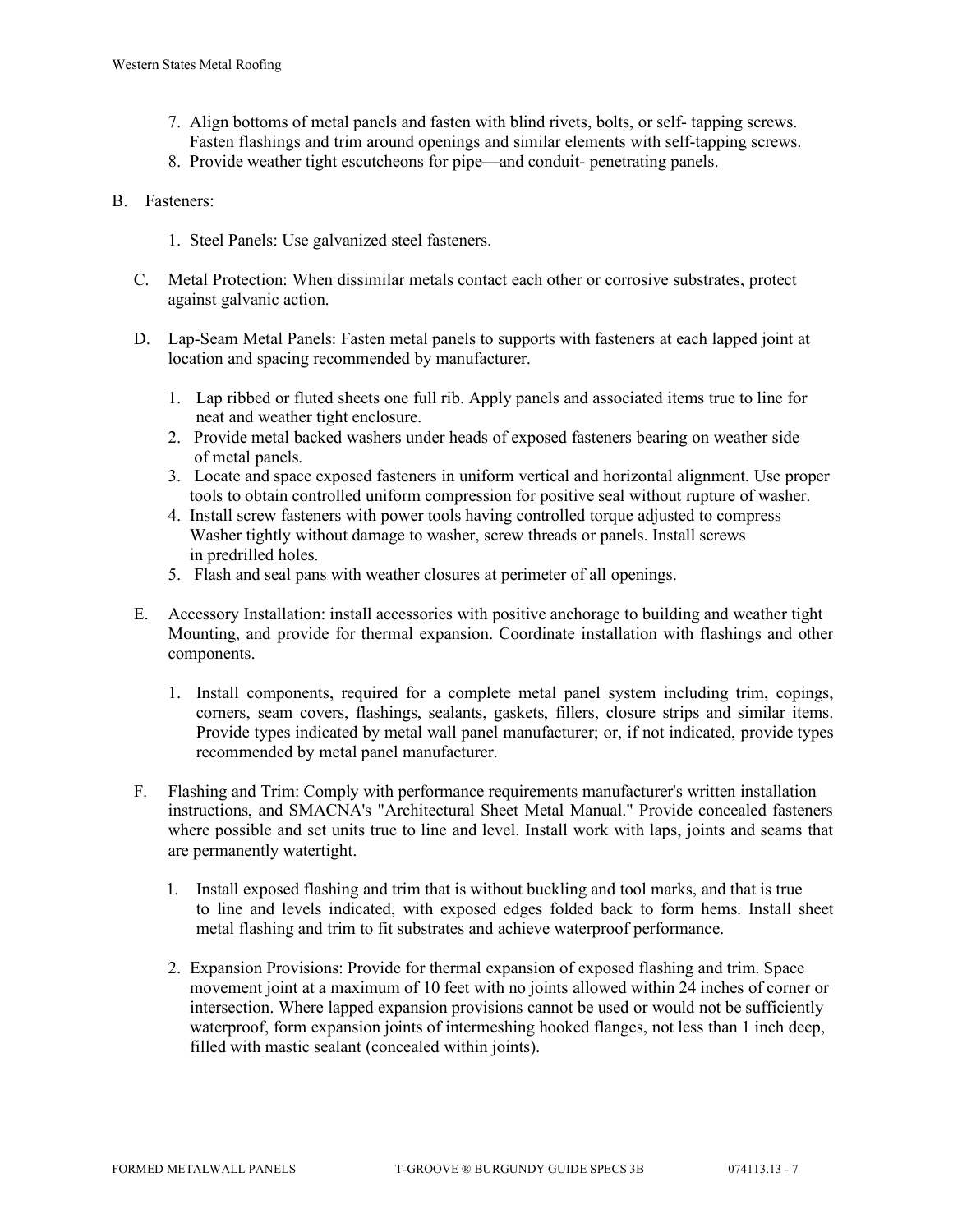7. Align bottoms of metal panels and fasten with blind rivets, bolts, or self- tapping screws. Fasten flashings and trim around openings and similar elements with self-tapping screws.
8. Provide weather tight escutcheons for pipe—and conduit- penetrating panels.

B. Fasteners:

   1. Steel Panels: Use galvanized steel fasteners.

C. Metal Protection: When dissimilar metals contact each other or corrosive substrates, protect against galvanic action.

D. Lap-Seam Metal Panels: Fasten metal panels to supports with fasteners at each lapped joint at location and spacing recommended by manufacturer.

   1. Lap ribbed or fluted sheets one full rib. Apply panels and associated items true to line for neat and weather tight enclosure.
   2. Provide metal backed washers under heads of exposed fasteners bearing on weather side of metal panels.
   3. Locate and space exposed fasteners in uniform vertical and horizontal alignment. Use proper tools to obtain controlled uniform compression for positive seal without rupture of washer.
   4. Install screw fasteners with power tools having controlled torque adjusted to compress Washer tightly without damage to washer, screw threads or panels. Install screws in predrilled holes.
   5. Flash and seal pans with weather closures at perimeter of all openings.

E. Accessory Installation: install accessories with positive anchorage to building and weather tight Mounting, and provide for thermal expansion. Coordinate installation with flashings and other components.

   1. Install components, required for a complete metal panel system including trim, copings, corners, seam covers, flashings, sealants, gaskets, fillers, closure strips and similar items. Provide types indicated by metal wall panel manufacturer; or, if not indicated, provide types recommended by metal panel manufacturer.

F. Flashing and Trim: Comply with performance requirements manufacturer's written installation instructions, and SMACNA's "Architectural Sheet Metal Manual." Provide concealed fasteners where possible and set units true to line and level. Install work with laps, joints and seams that are permanently watertight.

   1. Install exposed flashing and trim that is without buckling and tool marks, and that is true to line and levels indicated, with exposed edges folded back to form hems. Install sheet metal flashing and trim to fit substrates and achieve waterproof performance.

   2. Expansion Provisions: Provide for thermal expansion of exposed flashing and trim. Space movement joint at a maximum of 10 feet with no joints allowed within 24 inches of corner or intersection. Where lapped expansion provisions cannot be used or would not be sufficiently waterproof, form expansion joints of intermeshing hooked flanges, not less than 1 inch deep, filled with mastic sealant (concealed within joints).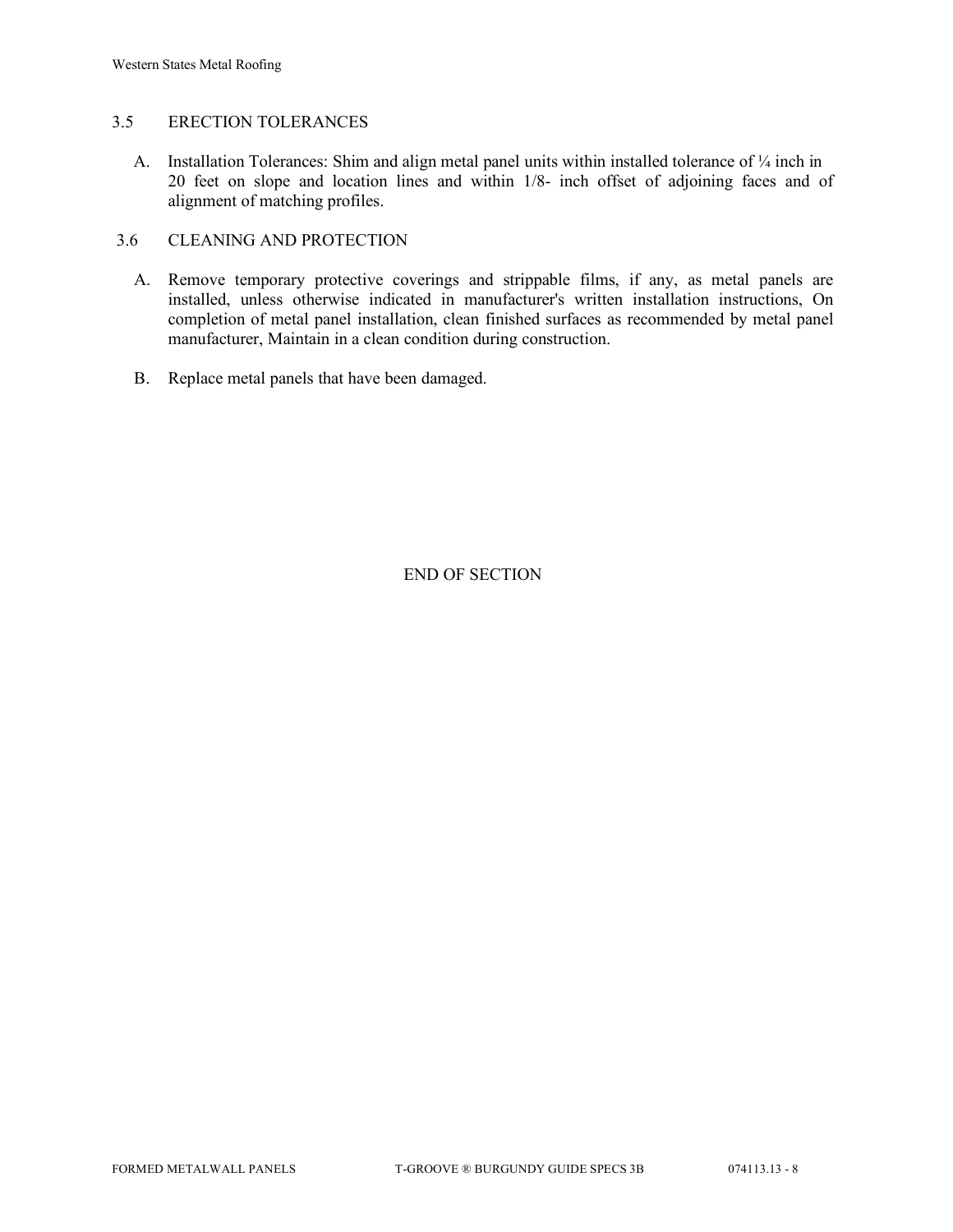## 3.5 ERECTION TOLERANCES

A. Installation Tolerances: Shim and align metal panel units within installed tolerance of ¼ inch in 20 feet on slope and location lines and within 1/8- inch offset of adjoining faces and of alignment of matching profiles.

## 3.6 CLEANING AND PROTECTION

A. Remove temporary protective coverings and strippable films, if any, as metal panels are installed, unless otherwise indicated in manufacturer's written installation instructions, On completion of metal panel installation, clean finished surfaces as recommended by metal panel manufacturer, Maintain in a clean condition during construction.

B. Replace metal panels that have been damaged.

END OF SECTION